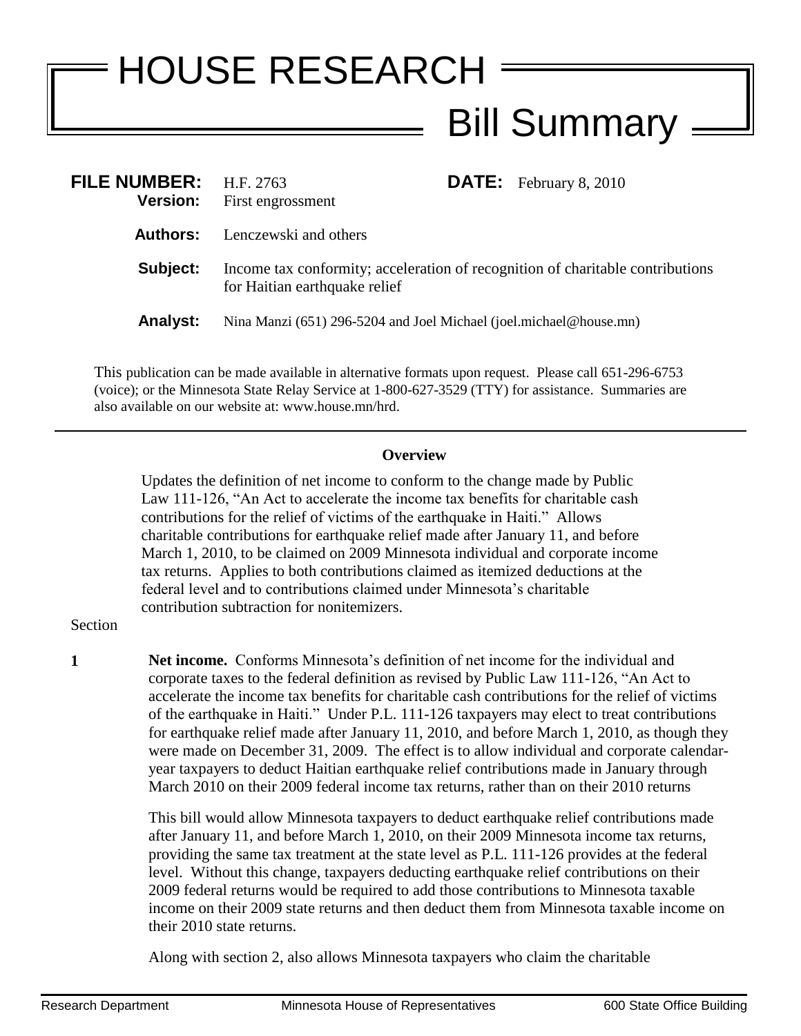# HOUSE RESEARCH

## Bill Summary

**FILE NUMBER:** H.F. 2763 **DATE:** February 8, 2010

**Version:** First engrossment

**Authors:** Lenczewski and others

**Subject:** Income tax conformity; acceleration of recognition of charitable contributions for Haitian earthquake relief

**Analyst:** Nina Manzi (651) 296-5204 and Joel Michael (joel.michael@house.mn)

This publication can be made available in alternative formats upon request. Please call 651-296-6753 (voice); or the Minnesota State Relay Service at 1-800-627-3529 (TTY) for assistance. Summaries are also available on our website at: www.house.mn/hrd.

---

### Overview

Updates the definition of net income to conform to the change made by Public Law 111-126, "An Act to accelerate the income tax benefits for charitable cash contributions for the relief of victims of the earthquake in Haiti." Allows charitable contributions for earthquake relief made after January 11, and before March 1, 2010, to be claimed on 2009 Minnesota individual and corporate income tax returns. Applies to both contributions claimed as itemized deductions at the federal level and to contributions claimed under Minnesota's charitable contribution subtraction for nonitemizers.

Section

**1** **Net income.** Conforms Minnesota's definition of net income for the individual and corporate taxes to the federal definition as revised by Public Law 111-126, "An Act to accelerate the income tax benefits for charitable cash contributions for the relief of victims of the earthquake in Haiti." Under P.L. 111-126 taxpayers may elect to treat contributions for earthquake relief made after January 11, 2010, and before March 1, 2010, as though they were made on December 31, 2009. The effect is to allow individual and corporate calendar-year taxpayers to deduct Haitian earthquake relief contributions made in January through March 2010 on their 2009 federal income tax returns, rather than on their 2010 returns

This bill would allow Minnesota taxpayers to deduct earthquake relief contributions made after January 11, and before March 1, 2010, on their 2009 Minnesota income tax returns, providing the same tax treatment at the state level as P.L. 111-126 provides at the federal level. Without this change, taxpayers deducting earthquake relief contributions on their 2009 federal returns would be required to add those contributions to Minnesota taxable income on their 2009 state returns and then deduct them from Minnesota taxable income on their 2010 state returns.

Along with section 2, also allows Minnesota taxpayers who claim the charitable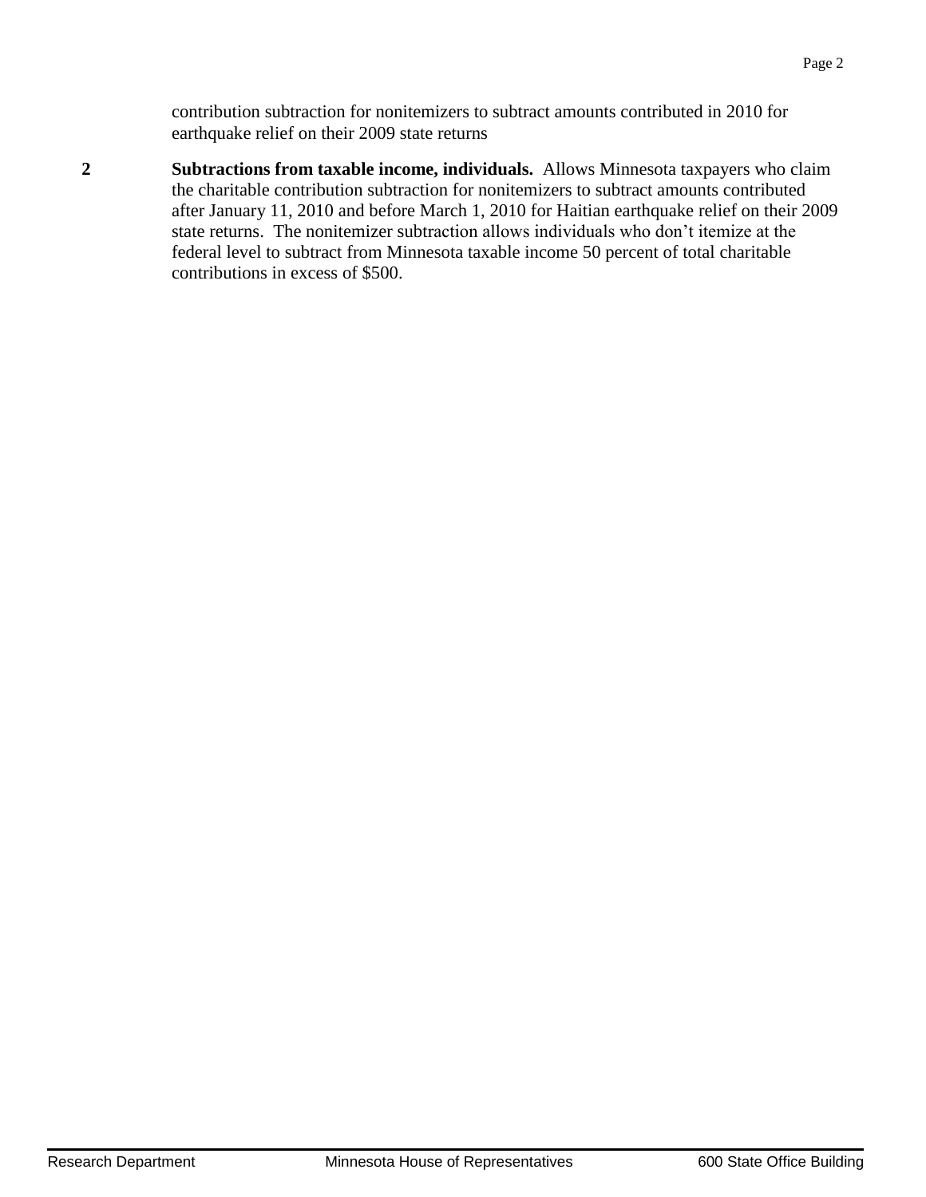contribution subtraction for nonitemizers to subtract amounts contributed in 2010 for earthquake relief on their 2009 state returns

**2** **Subtractions from taxable income, individuals.** Allows Minnesota taxpayers who claim the charitable contribution subtraction for nonitemizers to subtract amounts contributed after January 11, 2010 and before March 1, 2010 for Haitian earthquake relief on their 2009 state returns. The nonitemizer subtraction allows individuals who don't itemize at the federal level to subtract from Minnesota taxable income 50 percent of total charitable contributions in excess of $500.